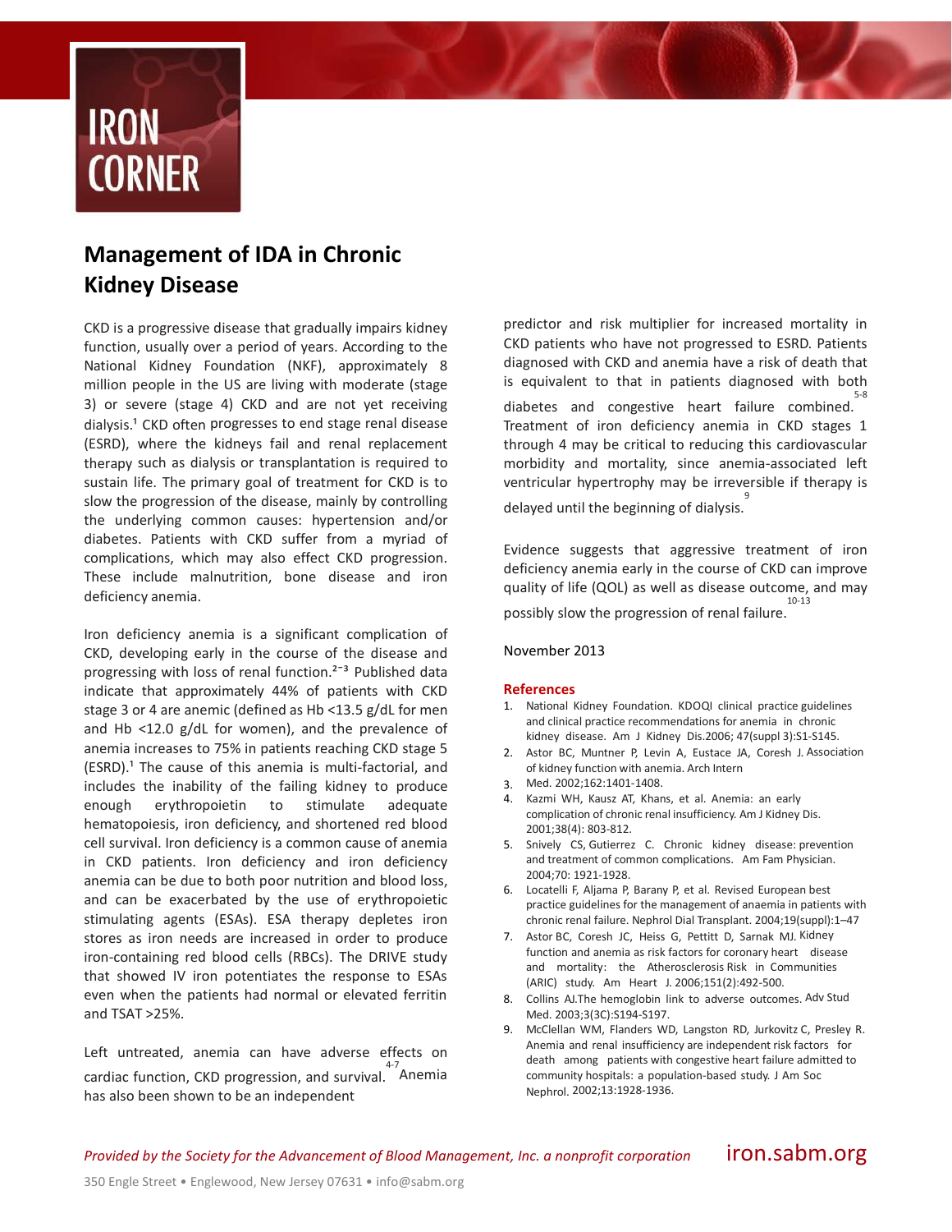# IRON CORNER

## Management of IDA in Chronic Kidney Disease

CKD is a progressive disease that gradually impairs kidney function, usually over a period of years. According to the National Kidney Foundation (NKF), approximately 8 million people in the US are living with moderate (stage 3) or severe (stage 4) CKD and are not yet receiving dialysis.[1] CKD often progresses to end stage renal disease (ESRD), where the kidneys fail and renal replacement therapy such as dialysis or transplantation is required to sustain life. The primary goal of treatment for CKD is to slow the progression of the disease, mainly by controlling the underlying common causes: hypertension and/or diabetes. Patients with CKD suffer from a myriad of complications, which may also effect CKD progression. These include malnutrition, bone disease and iron deficiency anemia.

Iron deficiency anemia is a significant complication of CKD, developing early in the course of the disease and progressing with loss of renal function.[2-3] Published data indicate that approximately 44% of patients with CKD stage 3 or 4 are anemic (defined as Hb <13.5 g/dL for men and Hb <12.0 g/dL for women), and the prevalence of anemia increases to 75% in patients reaching CKD stage 5 (ESRD).[1] The cause of this anemia is multi-factorial, and includes the inability of the failing kidney to produce enough erythropoietin to stimulate adequate hematopoiesis, iron deficiency, and shortened red blood cell survival. Iron deficiency is a common cause of anemia in CKD patients. Iron deficiency and iron deficiency anemia can be due to both poor nutrition and blood loss, and can be exacerbated by the use of erythropoietic stimulating agents (ESAs). ESA therapy depletes iron stores as iron needs are increased in order to produce iron-containing red blood cells (RBCs). The DRIVE study that showed IV iron potentiates the response to ESAs even when the patients had normal or elevated ferritin and TSAT >25%.

Left untreated, anemia can have adverse effects on cardiac function, CKD progression, and survival.[4-7] Anemia has also been shown to be an independent predictor and risk multiplier for increased mortality in CKD patients who have not progressed to ESRD. Patients diagnosed with CKD and anemia have a risk of death that is equivalent to that in patients diagnosed with both diabetes and congestive heart failure combined.[5-8] Treatment of iron deficiency anemia in CKD stages 1 through 4 may be critical to reducing this cardiovascular morbidity and mortality, since anemia-associated left ventricular hypertrophy may be irreversible if therapy is delayed until the beginning of dialysis.[9]

Evidence suggests that aggressive treatment of iron deficiency anemia early in the course of CKD can improve quality of life (QOL) as well as disease outcome, and may possibly slow the progression of renal failure.[10-13]

November 2013

### References

1. National Kidney Foundation. KDOQI clinical practice guidelines and clinical practice recommendations for anemia in chronic kidney disease. Am J Kidney Dis.2006; 47(suppl 3):S1-S145.
2. Astor BC, Muntner P, Levin A, Eustace JA, Coresh J. Association of kidney function with anemia. Arch Intern
3. Med. 2002;162:1401-1408.
4. Kazmi WH, Kausz AT, Khans, et al. Anemia: an early complication of chronic renal insufficiency. Am J Kidney Dis. 2001;38(4): 803-812.
5. Snively CS, Gutierrez C. Chronic kidney disease: prevention and treatment of common complications. Am Fam Physician. 2004;70: 1921-1928.
6. Locatelli F, Aljama P, Barany P, et al. Revised European best practice guidelines for the management of anaemia in patients with chronic renal failure. Nephrol Dial Transplant. 2004;19(suppl):1–47
7. Astor BC, Coresh JC, Heiss G, Pettitt D, Sarnak MJ. Kidney function and anemia as risk factors for coronary heart disease and mortality: the Atherosclerosis Risk in Communities (ARIC) study. Am Heart J. 2006;151(2):492-500.
8. Collins AJ.The hemoglobin link to adverse outcomes. Adv Stud Med. 2003;3(3C):S194-S197.
9. McClellan WM, Flanders WD, Langston RD, Jurkovitz C, Presley R. Anemia and renal insufficiency are independent risk factors for death among patients with congestive heart failure admitted to community hospitals: a population-based study. J Am Soc Nephrol. 2002;13:1928-1936.

*Provided by the Society for the Advancement of Blood Management, Inc. a nonprofit corporation* iron.sabm.org

350 Engle Street • Englewood, New Jersey 07631 • info@sabm.org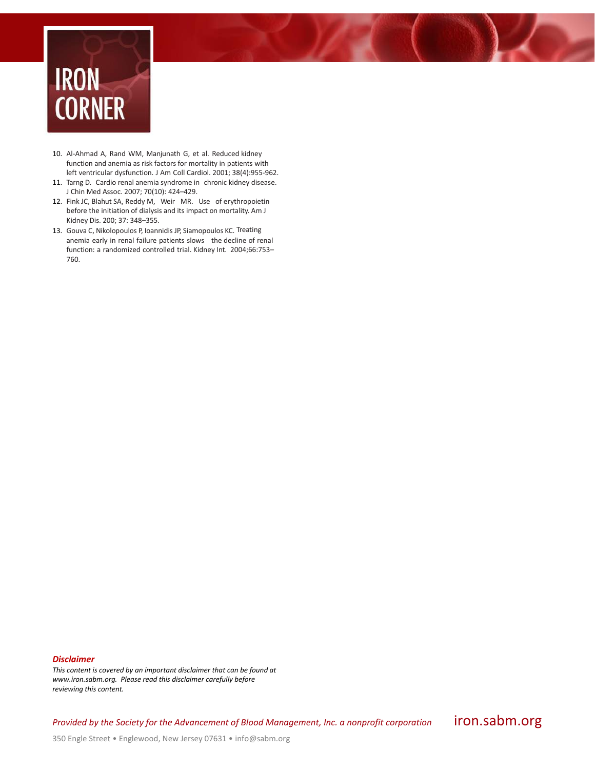10. Al-Ahmad A, Rand WM, Manjunath G, et al. Reduced kidney function and anemia as risk factors for mortality in patients with left ventricular dysfunction. J Am Coll Cardiol. 2001; 38(4):955-962.
11. Tarng D. Cardio renal anemia syndrome in chronic kidney disease. J Chin Med Assoc. 2007; 70(10): 424–429.
12. Fink JC, Blahut SA, Reddy M, Weir MR. Use of erythropoietin before the initiation of dialysis and its impact on mortality. Am J Kidney Dis. 200; 37: 348–355.
13. Gouva C, Nikolopoulos P, Ioannidis JP, Siamopoulos KC. Treating anemia early in renal failure patients slows the decline of renal function: a randomized controlled trial. Kidney Int. 2004;66:753–760.

***Disclaimer***

*This content is covered by an important disclaimer that can be found at www.iron.sabm.org. Please read this disclaimer carefully before reviewing this content.*

*Provided by the Society for the Advancement of Blood Management, Inc. a nonprofit corporation* iron.sabm.org

350 Engle Street • Englewood, New Jersey 07631 • info@sabm.org